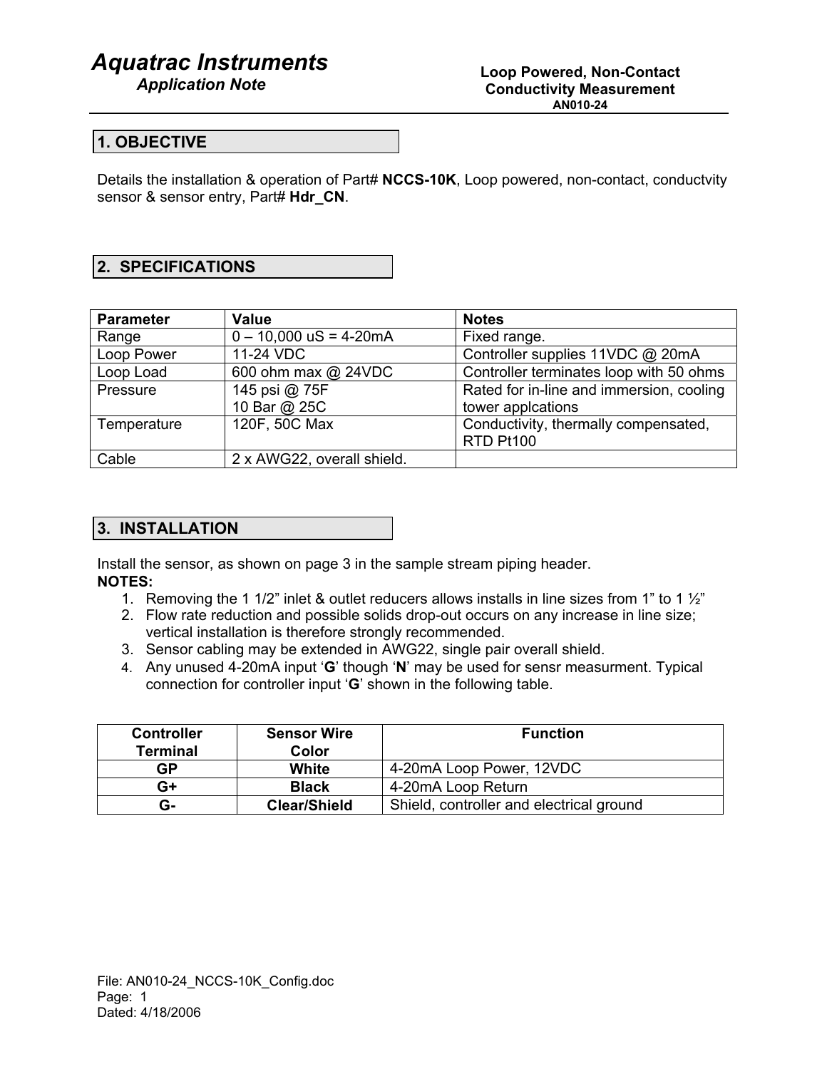# Aquatrac Instruments

*Application Note*

**Loop Powered, Non-Contact Conductivity Measurement**
**AN010-24**

## 1. OBJECTIVE

Details the installation & operation of Part# **NCCS-10K**, Loop powered, non-contact, conductvity sensor & sensor entry, Part# **Hdr_CN**.

## 2. SPECIFICATIONS

| Parameter | Value | Notes |
|---|---|---|
| Range | 0 – 10,000 uS = 4-20mA | Fixed range. |
| Loop Power | 11-24 VDC | Controller supplies 11VDC @ 20mA |
| Loop Load | 600 ohm max @ 24VDC | Controller terminates loop with 50 ohms |
| Pressure | 145 psi @ 75F<br>10 Bar @ 25C | Rated for in-line and immersion, cooling tower applcations |
| Temperature | 120F, 50C Max | Conductivity, thermally compensated, RTD Pt100 |
| Cable | 2 x AWG22, overall shield. | |

## 3. INSTALLATION

Install the sensor, as shown on page 3 in the sample stream piping header.

**NOTES:**

1. Removing the 1 1/2" inlet & outlet reducers allows installs in line sizes from 1" to 1 ½"
2. Flow rate reduction and possible solids drop-out occurs on any increase in line size; vertical installation is therefore strongly recommended.
3. Sensor cabling may be extended in AWG22, single pair overall shield.
4. Any unused 4-20mA input '**G**' though '**N**' may be used for sensr measurment. Typical connection for controller input '**G**' shown in the following table.

| Controller Terminal | Sensor Wire Color | Function |
|---|---|---|
| **GP** | **White** | 4-20mA Loop Power, 12VDC |
| **G+** | **Black** | 4-20mA Loop Return |
| **G-** | **Clear/Shield** | Shield, controller and electrical ground |

File: AN010-24_NCCS-10K_Config.doc
Dated: 4/18/2006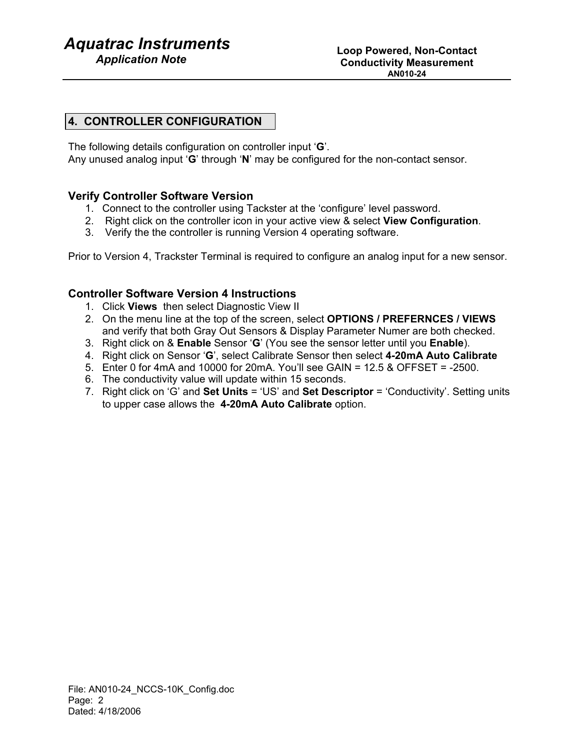## 4. CONTROLLER CONFIGURATION

The following details configuration on controller input '**G**'.
Any unused analog input '**G**' through '**N**' may be configured for the non-contact sensor.

### Verify Controller Software Version

1. Connect to the controller using Tackster at the 'configure' level password.
2. Right click on the controller icon in your active view & select **View Configuration**.
3. Verify the the controller is running Version 4 operating software.

Prior to Version 4, Trackster Terminal is required to configure an analog input for a new sensor.

### Controller Software Version 4 Instructions

1. Click **Views** then select Diagnostic View II
2. On the menu line at the top of the screen, select **OPTIONS / PREFERNCES / VIEWS** and verify that both Gray Out Sensors & Display Parameter Numer are both checked.
3. Right click on & **Enable** Sensor '**G**' (You see the sensor letter until you **Enable**).
4. Right click on Sensor '**G**', select Calibrate Sensor then select **4-20mA Auto Calibrate**
5. Enter 0 for 4mA and 10000 for 20mA. You'll see GAIN = 12.5 & OFFSET = -2500.
6. The conductivity value will update within 15 seconds.
7. Right click on 'G' and **Set Units** = 'US' and **Set Descriptor** = 'Conductivity'. Setting units to upper case allows the **4-20mA Auto Calibrate** option.

File: AN010-24_NCCS-10K_Config.doc
Page: 2
Dated: 4/18/2006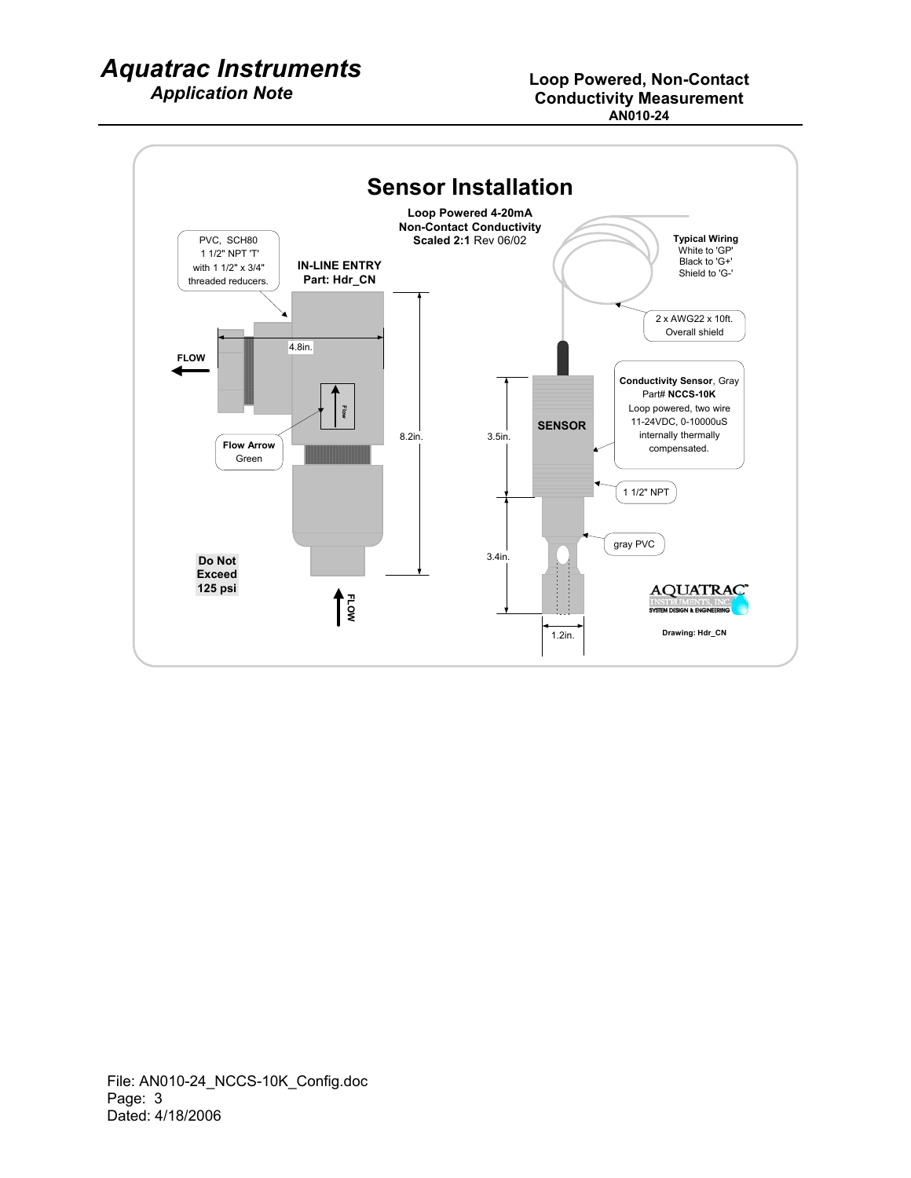# Sensor Installation

**Loop Powered 4-20mA**
**Non-Contact Conductivity**
**Scaled 2:1** Rev 06/02

PVC, SCH80
1 1/2" NPT 'T'
with 1 1/2" x 3/4"
threaded reducers.

**IN-LINE ENTRY**
**Part: Hdr_CN**

FLOW

4.8in.

Flow

**Flow Arrow**
Green

8.2in.

**Do Not Exceed 125 psi**

FLOW

**Typical Wiring**
White to 'GP'
Black to 'G+'
Shield to 'G-'

2 x AWG22 x 10ft.
Overall shield

**Conductivity Sensor**, Gray
Part# **NCCS-10K**
Loop powered, two wire
11-24VDC, 0-10000uS
internally thermally
compensated.

SENSOR

3.5in.

1 1/2" NPT

gray PVC

3.4in.

1.2in.

AQUATRAC INSTRUMENTS, INC.
SYSTEM DESIGN & ENGINEERING

Drawing: Hdr_CN

File: AN010-24_NCCS-10K_Config.doc
Page: 3
Dated: 4/18/2006